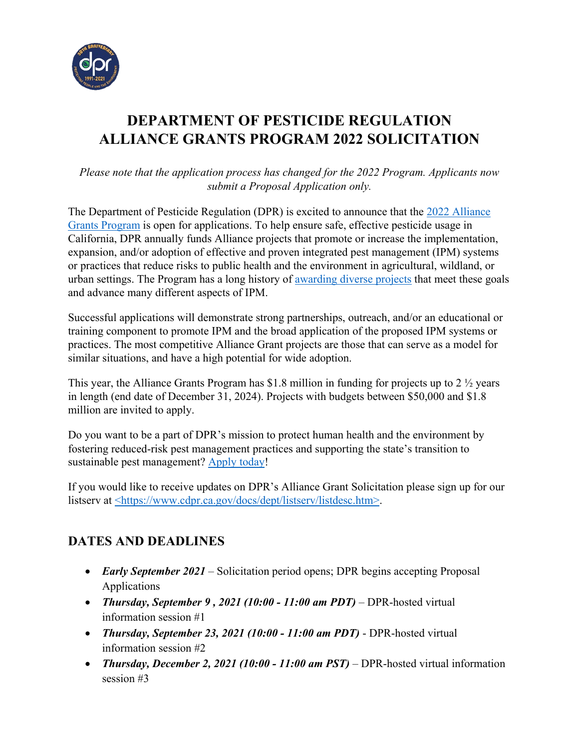# DEPARTMENT OF PESTICIDE REGULATION ALLIANCE GRANTS PROGRAM 2022 SOLICITATION

*Please note that the application process has changed for the 2022 Program. Applicants now submit a Proposal Application only.*

The Department of Pesticide Regulation (DPR) is excited to announce that the 2022 Alliance Grants Program is open for applications. To help ensure safe, effective pesticide usage in California, DPR annually funds Alliance projects that promote or increase the implementation, expansion, and/or adoption of effective and proven integrated pest management (IPM) systems or practices that reduce risks to public health and the environment in agricultural, wildland, or urban settings. The Program has a long history of awarding diverse projects that meet these goals and advance many different aspects of IPM.

Successful applications will demonstrate strong partnerships, outreach, and/or an educational or training component to promote IPM and the broad application of the proposed IPM systems or practices. The most competitive Alliance Grant projects are those that can serve as a model for similar situations, and have a high potential for wide adoption.

This year, the Alliance Grants Program has $1.8 million in funding for projects up to 2 ½ years in length (end date of December 31, 2024). Projects with budgets between $50,000 and $1.8 million are invited to apply.

Do you want to be a part of DPR's mission to protect human health and the environment by fostering reduced-risk pest management practices and supporting the state's transition to sustainable pest management? Apply today!

If you would like to receive updates on DPR's Alliance Grant Solicitation please sign up for our listserv at <https://www.cdpr.ca.gov/docs/dept/listserv/listdesc.htm>.

## DATES AND DEADLINES

- ***Early September 2021*** – Solicitation period opens; DPR begins accepting Proposal Applications
- ***Thursday, September 9 , 2021 (10:00 - 11:00 am PDT)*** – DPR-hosted virtual information session #1
- ***Thursday, September 23, 2021 (10:00 - 11:00 am PDT)*** - DPR-hosted virtual information session #2
- ***Thursday, December 2, 2021 (10:00 - 11:00 am PST)*** – DPR-hosted virtual information session #3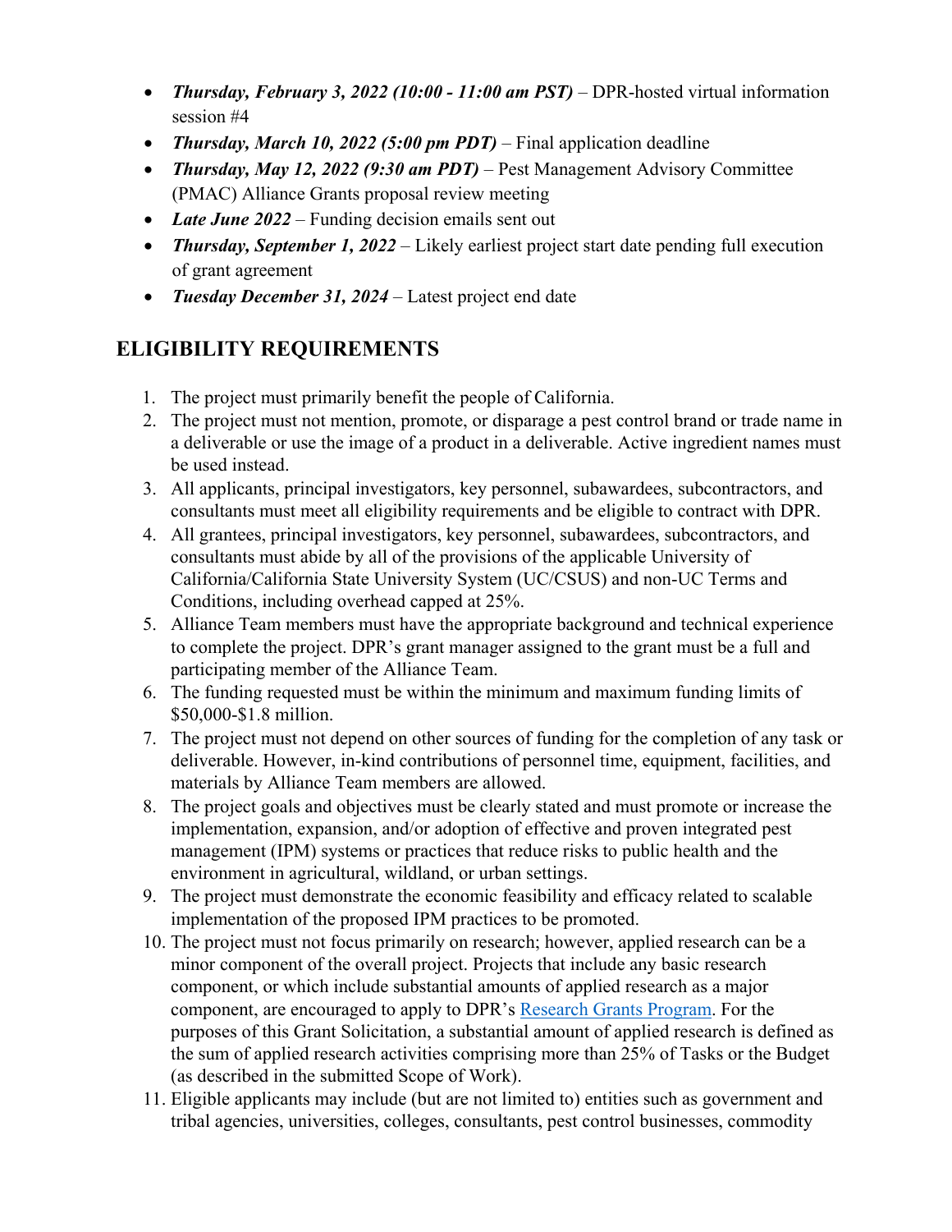- ***Thursday, February 3, 2022 (10:00 - 11:00 am PST)*** – DPR-hosted virtual information session #4
- ***Thursday, March 10, 2022 (5:00 pm PDT)*** – Final application deadline
- ***Thursday, May 12, 2022 (9:30 am PDT)*** – Pest Management Advisory Committee (PMAC) Alliance Grants proposal review meeting
- ***Late June 2022*** – Funding decision emails sent out
- ***Thursday, September 1, 2022*** – Likely earliest project start date pending full execution of grant agreement
- ***Tuesday December 31, 2024*** – Latest project end date

## ELIGIBILITY REQUIREMENTS

1. The project must primarily benefit the people of California.
2. The project must not mention, promote, or disparage a pest control brand or trade name in a deliverable or use the image of a product in a deliverable. Active ingredient names must be used instead.
3. All applicants, principal investigators, key personnel, subawardees, subcontractors, and consultants must meet all eligibility requirements and be eligible to contract with DPR.
4. All grantees, principal investigators, key personnel, subawardees, subcontractors, and consultants must abide by all of the provisions of the applicable University of California/California State University System (UC/CSUS) and non-UC Terms and Conditions, including overhead capped at 25%.
5. Alliance Team members must have the appropriate background and technical experience to complete the project. DPR's grant manager assigned to the grant must be a full and participating member of the Alliance Team.
6. The funding requested must be within the minimum and maximum funding limits of $50,000-$1.8 million.
7. The project must not depend on other sources of funding for the completion of any task or deliverable. However, in-kind contributions of personnel time, equipment, facilities, and materials by Alliance Team members are allowed.
8. The project goals and objectives must be clearly stated and must promote or increase the implementation, expansion, and/or adoption of effective and proven integrated pest management (IPM) systems or practices that reduce risks to public health and the environment in agricultural, wildland, or urban settings.
9. The project must demonstrate the economic feasibility and efficacy related to scalable implementation of the proposed IPM practices to be promoted.
10. The project must not focus primarily on research; however, applied research can be a minor component of the overall project. Projects that include any basic research component, or which include substantial amounts of applied research as a major component, are encouraged to apply to DPR's Research Grants Program. For the purposes of this Grant Solicitation, a substantial amount of applied research is defined as the sum of applied research activities comprising more than 25% of Tasks or the Budget (as described in the submitted Scope of Work).
11. Eligible applicants may include (but are not limited to) entities such as government and tribal agencies, universities, colleges, consultants, pest control businesses, commodity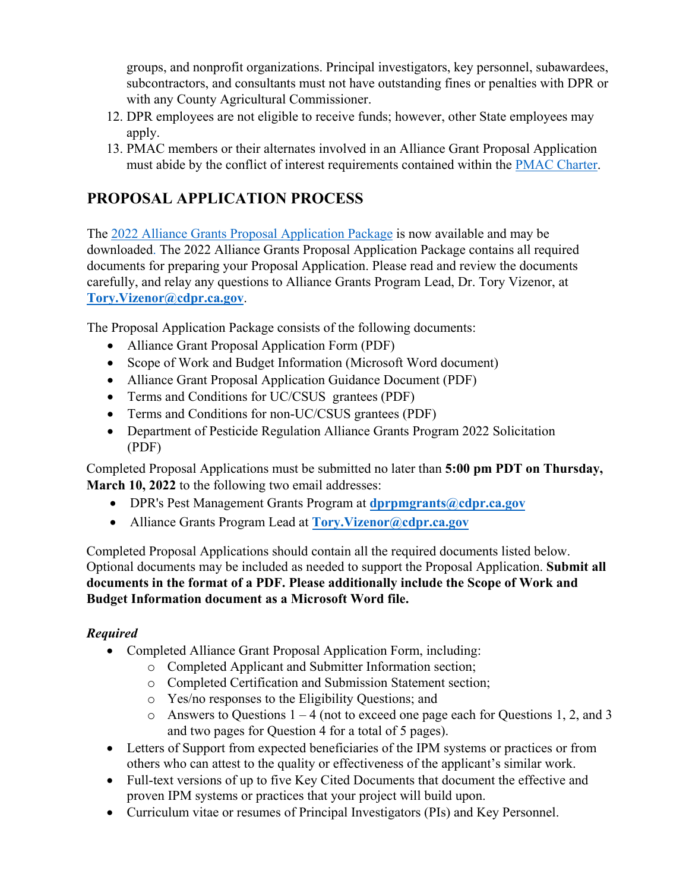groups, and nonprofit organizations. Principal investigators, key personnel, subawardees, subcontractors, and consultants must not have outstanding fines or penalties with DPR or with any County Agricultural Commissioner.

12. DPR employees are not eligible to receive funds; however, other State employees may apply.
13. PMAC members or their alternates involved in an Alliance Grant Proposal Application must abide by the conflict of interest requirements contained within the PMAC Charter.

## PROPOSAL APPLICATION PROCESS

The 2022 Alliance Grants Proposal Application Package is now available and may be downloaded. The 2022 Alliance Grants Proposal Application Package contains all required documents for preparing your Proposal Application. Please read and review the documents carefully, and relay any questions to Alliance Grants Program Lead, Dr. Tory Vizenor, at **Tory.Vizenor@cdpr.ca.gov**.

The Proposal Application Package consists of the following documents:

- Alliance Grant Proposal Application Form (PDF)
- Scope of Work and Budget Information (Microsoft Word document)
- Alliance Grant Proposal Application Guidance Document (PDF)
- Terms and Conditions for UC/CSUS grantees (PDF)
- Terms and Conditions for non-UC/CSUS grantees (PDF)
- Department of Pesticide Regulation Alliance Grants Program 2022 Solicitation (PDF)

Completed Proposal Applications must be submitted no later than **5:00 pm PDT on Thursday, March 10, 2022** to the following two email addresses:

- DPR's Pest Management Grants Program at **dprpmgrants@cdpr.ca.gov**
- Alliance Grants Program Lead at **Tory.Vizenor@cdpr.ca.gov**

Completed Proposal Applications should contain all the required documents listed below. Optional documents may be included as needed to support the Proposal Application. **Submit all documents in the format of a PDF. Please additionally include the Scope of Work and Budget Information document as a Microsoft Word file.**

***Required***

- Completed Alliance Grant Proposal Application Form, including:
  - Completed Applicant and Submitter Information section;
  - Completed Certification and Submission Statement section;
  - Yes/no responses to the Eligibility Questions; and
  - Answers to Questions 1 – 4 (not to exceed one page each for Questions 1, 2, and 3 and two pages for Question 4 for a total of 5 pages).
- Letters of Support from expected beneficiaries of the IPM systems or practices or from others who can attest to the quality or effectiveness of the applicant's similar work.
- Full-text versions of up to five Key Cited Documents that document the effective and proven IPM systems or practices that your project will build upon.
- Curriculum vitae or resumes of Principal Investigators (PIs) and Key Personnel.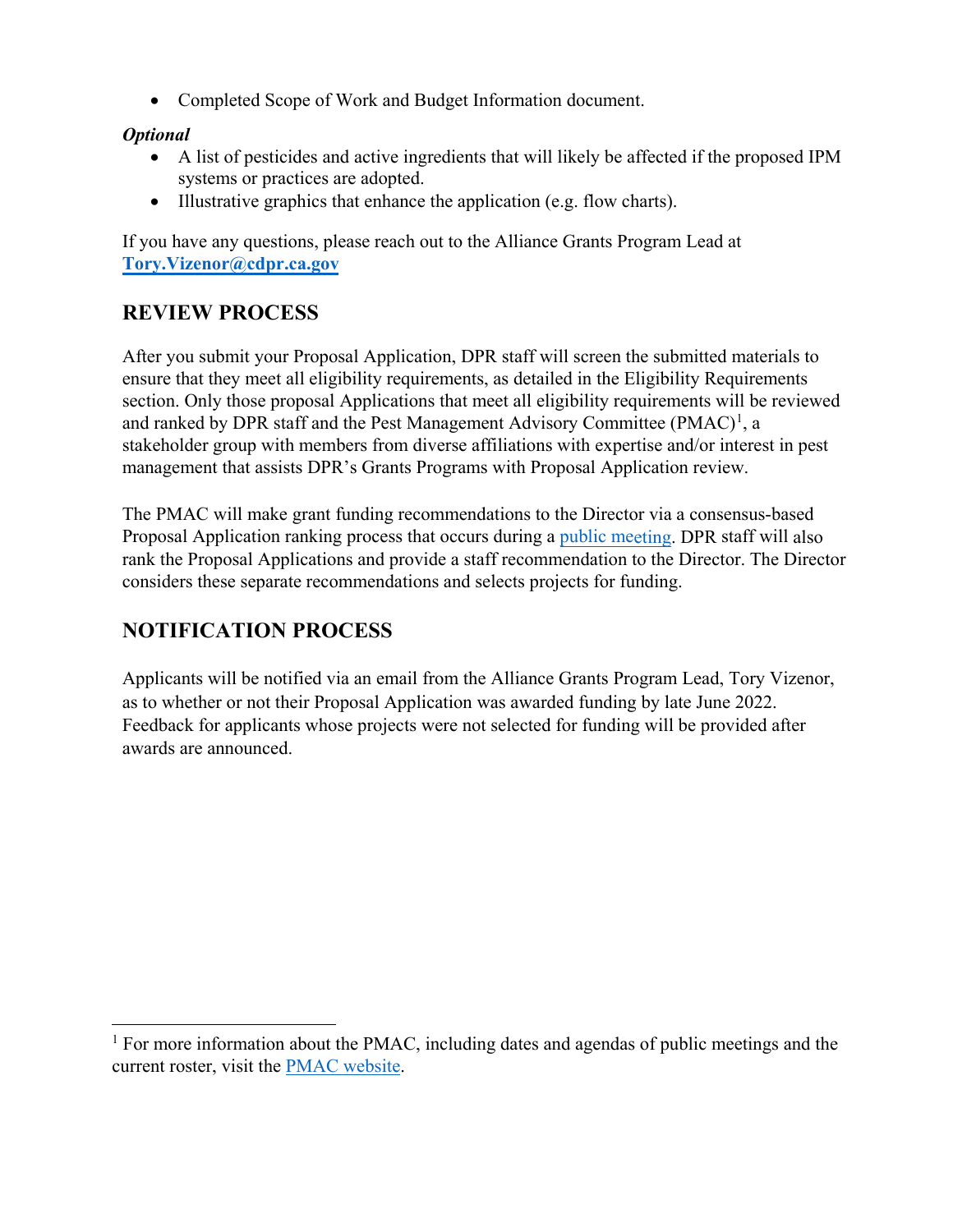- Completed Scope of Work and Budget Information document.

***Optional***

- A list of pesticides and active ingredients that will likely be affected if the proposed IPM systems or practices are adopted.
- Illustrative graphics that enhance the application (e.g. flow charts).

If you have any questions, please reach out to the Alliance Grants Program Lead at **Tory.Vizenor@cdpr.ca.gov**

## REVIEW PROCESS

After you submit your Proposal Application, DPR staff will screen the submitted materials to ensure that they meet all eligibility requirements, as detailed in the Eligibility Requirements section. Only those proposal Applications that meet all eligibility requirements will be reviewed and ranked by DPR staff and the Pest Management Advisory Committee (PMAC)[1], a stakeholder group with members from diverse affiliations with expertise and/or interest in pest management that assists DPR's Grants Programs with Proposal Application review.

The PMAC will make grant funding recommendations to the Director via a consensus-based Proposal Application ranking process that occurs during a public meeting. DPR staff will also rank the Proposal Applications and provide a staff recommendation to the Director. The Director considers these separate recommendations and selects projects for funding.

## NOTIFICATION PROCESS

Applicants will be notified via an email from the Alliance Grants Program Lead, Tory Vizenor, as to whether or not their Proposal Application was awarded funding by late June 2022. Feedback for applicants whose projects were not selected for funding will be provided after awards are announced.

---

[1] For more information about the PMAC, including dates and agendas of public meetings and the current roster, visit the PMAC website.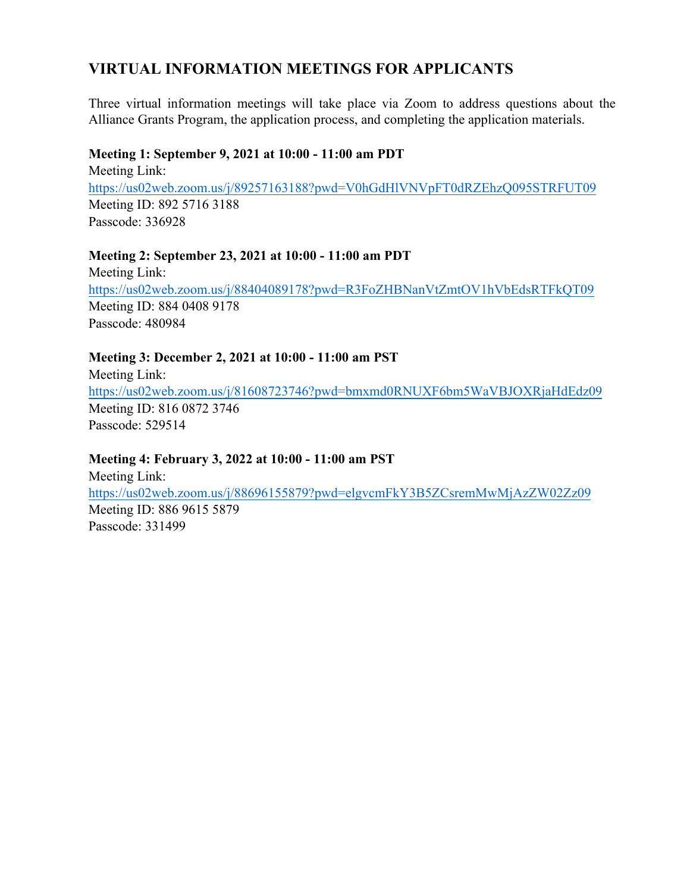## VIRTUAL INFORMATION MEETINGS FOR APPLICANTS

Three virtual information meetings will take place via Zoom to address questions about the Alliance Grants Program, the application process, and completing the application materials.

**Meeting 1: September 9, 2021 at 10:00 - 11:00 am PDT**
Meeting Link:
https://us02web.zoom.us/j/89257163188?pwd=V0hGdHlVNVpFT0dRZEhzQ095STRFUT09
Meeting ID: 892 5716 3188
Passcode: 336928

**Meeting 2: September 23, 2021 at 10:00 - 11:00 am PDT**
Meeting Link:
https://us02web.zoom.us/j/88404089178?pwd=R3FoZHBNanVtZmtOV1hVbEdsRTFkQT09
Meeting ID: 884 0408 9178
Passcode: 480984

**Meeting 3: December 2, 2021 at 10:00 - 11:00 am PST**
Meeting Link:
https://us02web.zoom.us/j/81608723746?pwd=bmxmd0RNUXF6bm5WaVBJOXRjaHdEdz09
Meeting ID: 816 0872 3746
Passcode: 529514

**Meeting 4: February 3, 2022 at 10:00 - 11:00 am PST**
Meeting Link:
https://us02web.zoom.us/j/88696155879?pwd=elgvcmFkY3B5ZCsremMwMjAzZW02Zz09
Meeting ID: 886 9615 5879
Passcode: 331499